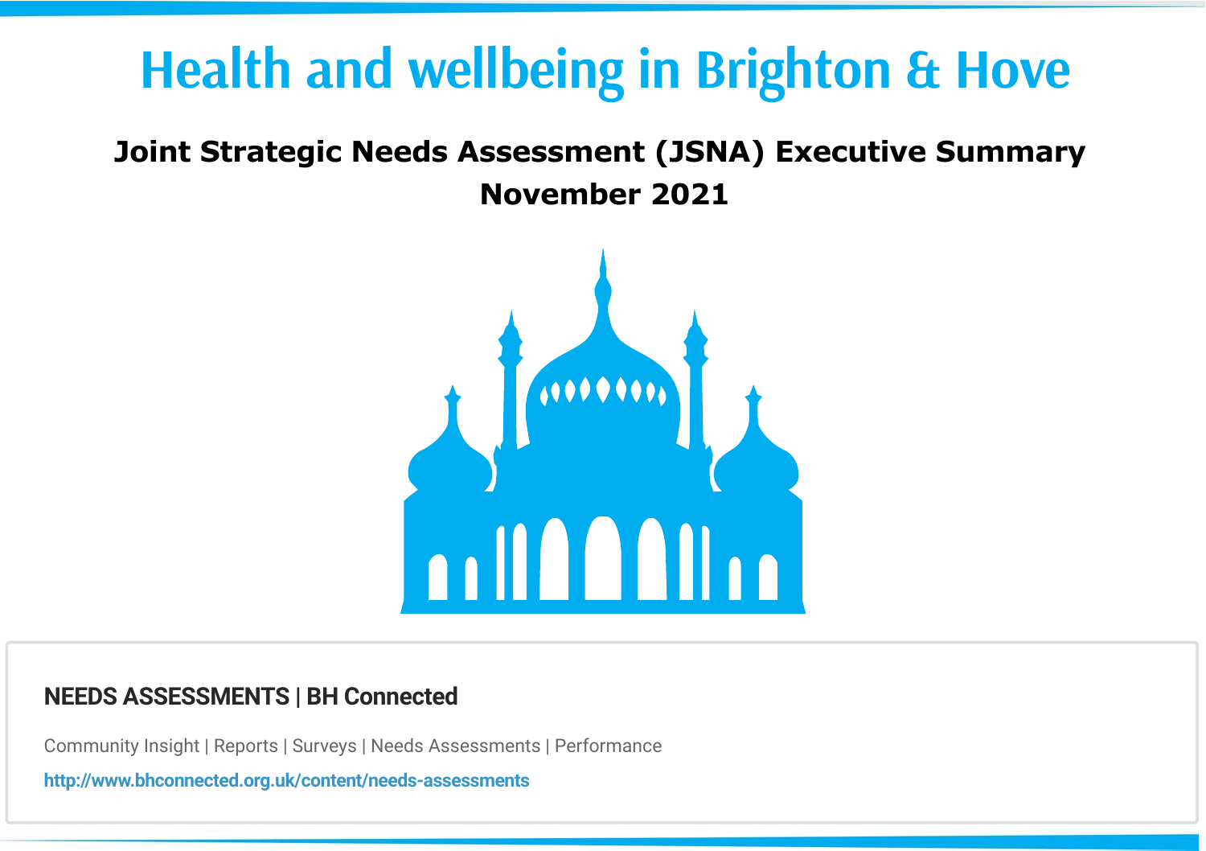# Health and wellbeing in Brighton & Hove

## Joint Strategic Needs Assessment (JSNA) Executive Summary November 2021

**NEEDS ASSESSMENTS | BH Connected**

Community Insight | Reports | Surveys | Needs Assessments | Performance

http://www.bhconnected.org.uk/content/needs-assessments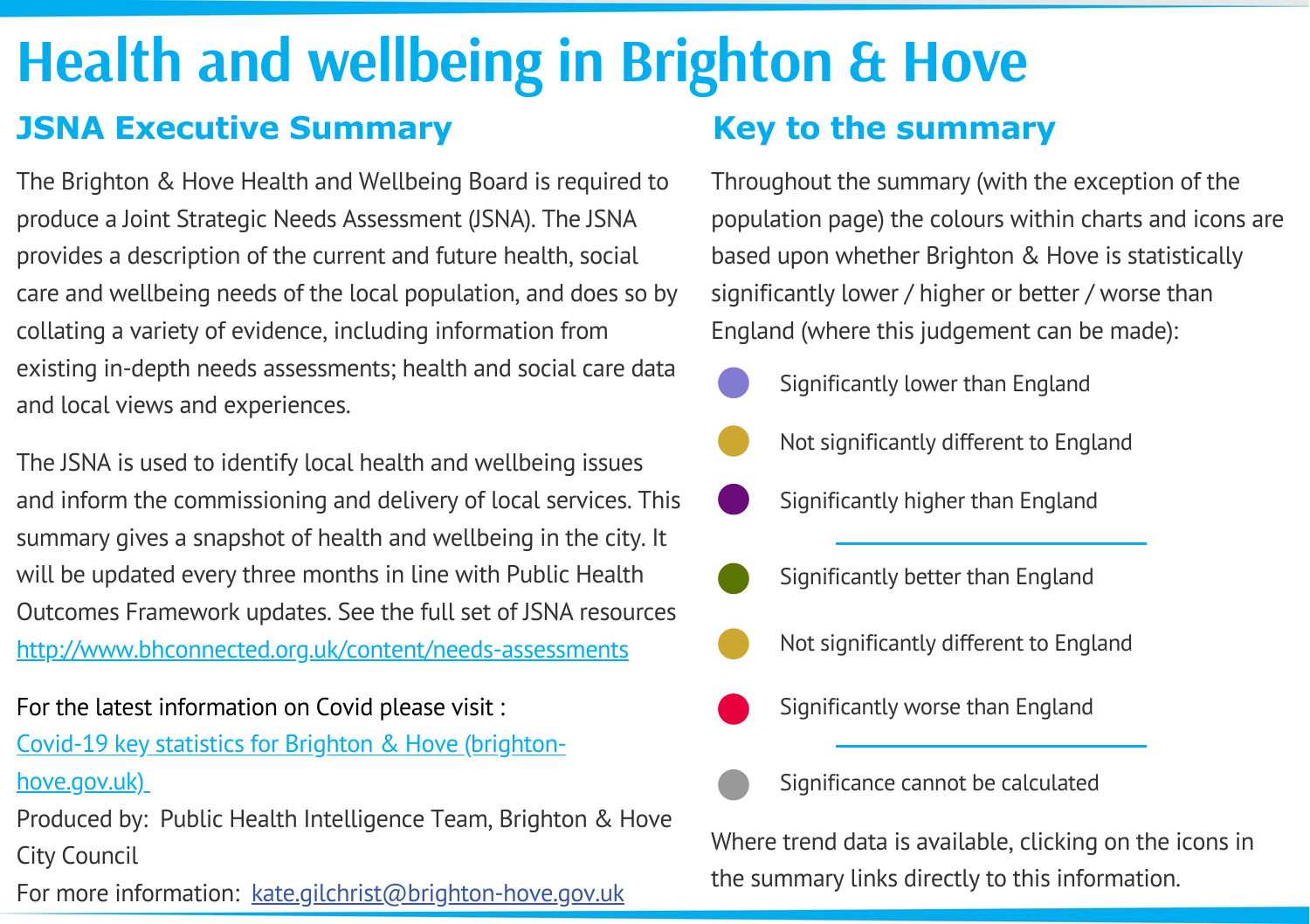# Health and wellbeing in Brighton & Hove

## JSNA Executive Summary

The Brighton & Hove Health and Wellbeing Board is required to produce a Joint Strategic Needs Assessment (JSNA). The JSNA provides a description of the current and future health, social care and wellbeing needs of the local population, and does so by collating a variety of evidence, including information from existing in-depth needs assessments; health and social care data and local views and experiences.

The JSNA is used to identify local health and wellbeing issues and inform the commissioning and delivery of local services. This summary gives a snapshot of health and wellbeing in the city. It will be updated every three months in line with Public Health Outcomes Framework updates. See the full set of JSNA resources [http://www.bhconnected.org.uk/content/needs-assessments](http://www.bhconnected.org.uk/content/needs-assessments)

For the latest information on Covid please visit :
[Covid-19 key statistics for Brighton & Hove (brighton-hove.gov.uk)](https://www.brighton-hove.gov.uk)

Produced by: Public Health Intelligence Team, Brighton & Hove City Council

For more information: [kate.gilchrist@brighton-hove.gov.uk](mailto:kate.gilchrist@brighton-hove.gov.uk)

## Key to the summary

Throughout the summary (with the exception of the population page) the colours within charts and icons are based upon whether Brighton & Hove is statistically significantly lower / higher or better / worse than England (where this judgement can be made):

- Significantly lower than England
- Not significantly different to England
- Significantly higher than England

---

- Significantly better than England
- Not significantly different to England
- Significantly worse than England

---

- Significance cannot be calculated

Where trend data is available, clicking on the icons in the summary links directly to this information.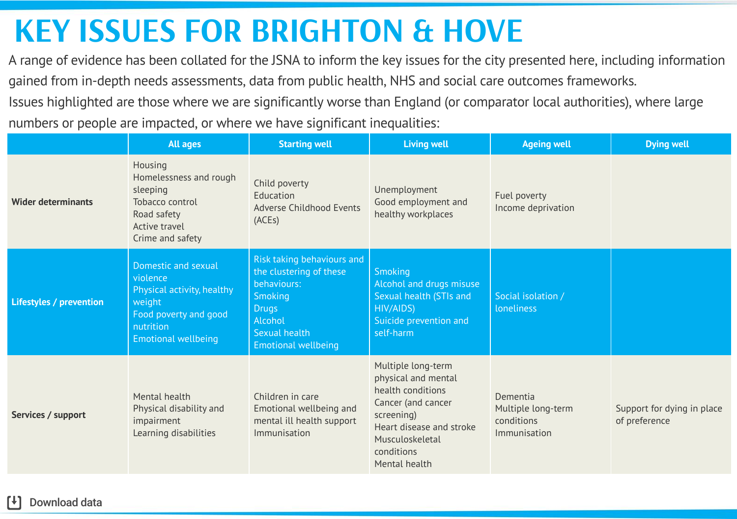# KEY ISSUES FOR BRIGHTON & HOVE

A range of evidence has been collated for the JSNA to inform the key issues for the city presented here, including information gained from in-depth needs assessments, data from public health, NHS and social care outcomes frameworks.

Issues highlighted are those where we are significantly worse than England (or comparator local authorities), where large numbers or people are impacted, or where we have significant inequalities:

| | All ages | Starting well | Living well | Ageing well | Dying well |
|---|---|---|---|---|---|
| **Wider determinants** | Housing<br>Homelessness and rough sleeping<br>Tobacco control<br>Road safety<br>Active travel<br>Crime and safety | Child poverty<br>Education<br>Adverse Childhood Events (ACEs) | Unemployment<br>Good employment and healthy workplaces | Fuel poverty<br>Income deprivation | |
| **Lifestyles / prevention** | Domestic and sexual violence<br>Physical activity, healthy weight<br>Food poverty and good nutrition<br>Emotional wellbeing | Risk taking behaviours and the clustering of these behaviours:<br>Smoking<br>Drugs<br>Alcohol<br>Sexual health<br>Emotional wellbeing | Smoking<br>Alcohol and drugs misuse<br>Sexual health (STIs and HIV/AIDS)<br>Suicide prevention and self-harm | Social isolation / loneliness | |
| **Services / support** | Mental health<br>Physical disability and impairment<br>Learning disabilities | Children in care<br>Emotional wellbeing and mental ill health support<br>Immunisation | Multiple long-term physical and mental health conditions<br>Cancer (and cancer screening)<br>Heart disease and stroke<br>Musculoskeletal conditions<br>Mental health | Dementia<br>Multiple long-term conditions<br>Immunisation | Support for dying in place of preference |

Download data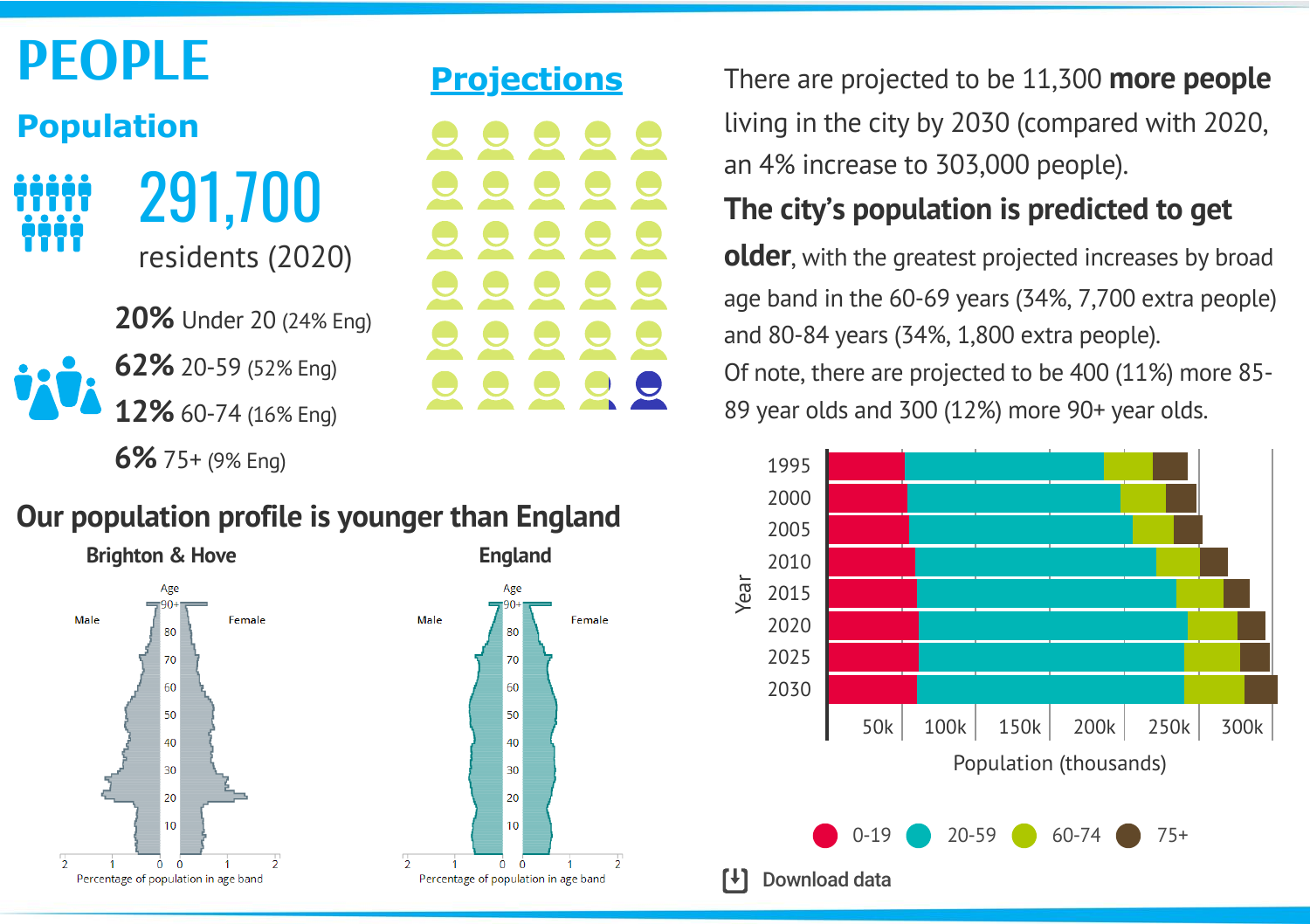# PEOPLE

## Population

291,700

residents (2020)

**20%** Under 20 (24% Eng)

**62%** 20-59 (52% Eng)

**12%** 60-74 (16% Eng)

**6%** 75+ (9% Eng)

## Projections

There are projected to be 11,300 **more people** living in the city by 2030 (compared with 2020, an 4% increase to 303,000 people).

**The city's population is predicted to get older**, with the greatest projected increases by broad age band in the 60-69 years (34%, 7,700 extra people) and 80-84 years (34%, 1,800 extra people).

Of note, there are projected to be 400 (11%) more 85-89 year olds and 300 (12%) more 90+ year olds.

## Our population profile is younger than England

Brighton & Hove

England

Population (thousands)

0-19 · 20-59 · 60-74 · 75+

Download data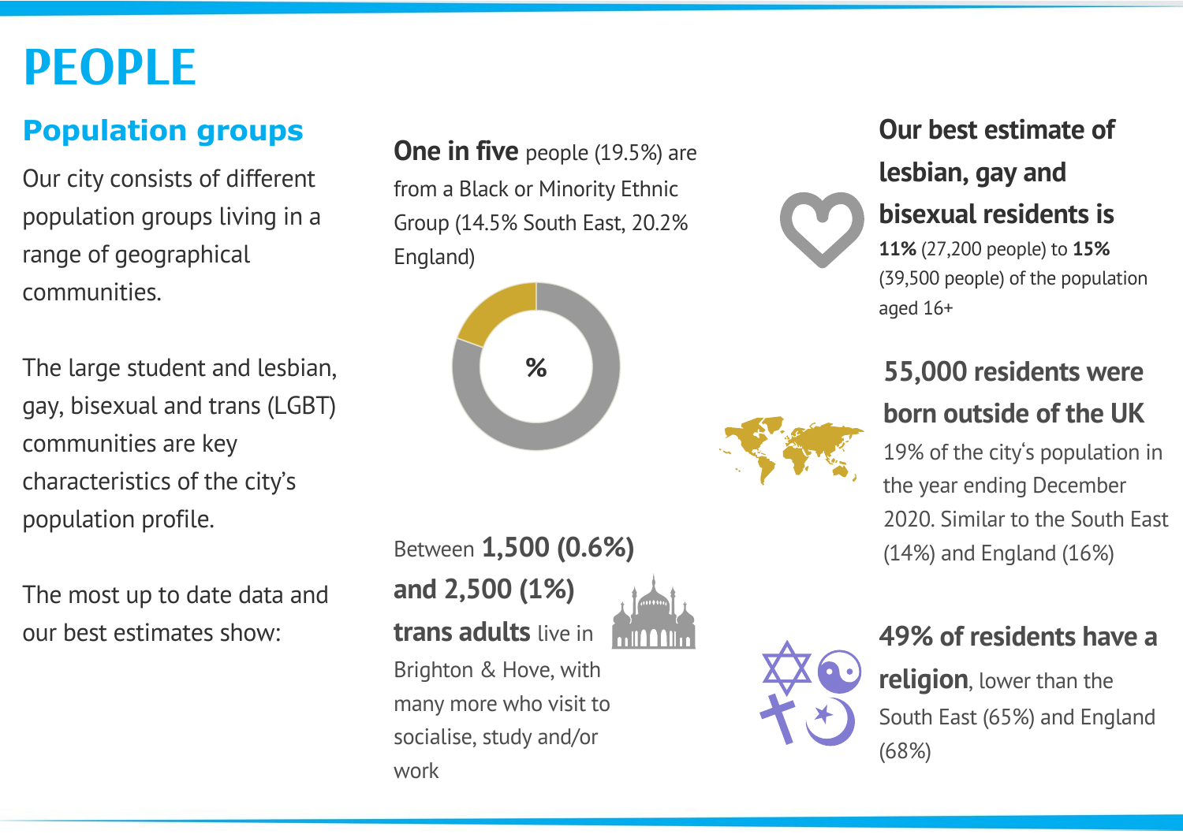# PEOPLE

## Population groups

Our city consists of different population groups living in a range of geographical communities.

The large student and lesbian, gay, bisexual and trans (LGBT) communities are key characteristics of the city's population profile.

The most up to date data and our best estimates show:

**One in five** people (19.5%) are from a Black or Minority Ethnic Group (14.5% South East, 20.2% England)

%

Between **1,500 (0.6%) and 2,500 (1%) trans adults** live in Brighton & Hove, with many more who visit to socialise, study and/or work

**Our best estimate of lesbian, gay and bisexual residents is**
**11%** (27,200 people) to **15%** (39,500 people) of the population aged 16+

**55,000 residents were born outside of the UK**
19% of the city's population in the year ending December 2020. Similar to the South East (14%) and England (16%)

**49% of residents have a religion**, lower than the South East (65%) and England (68%)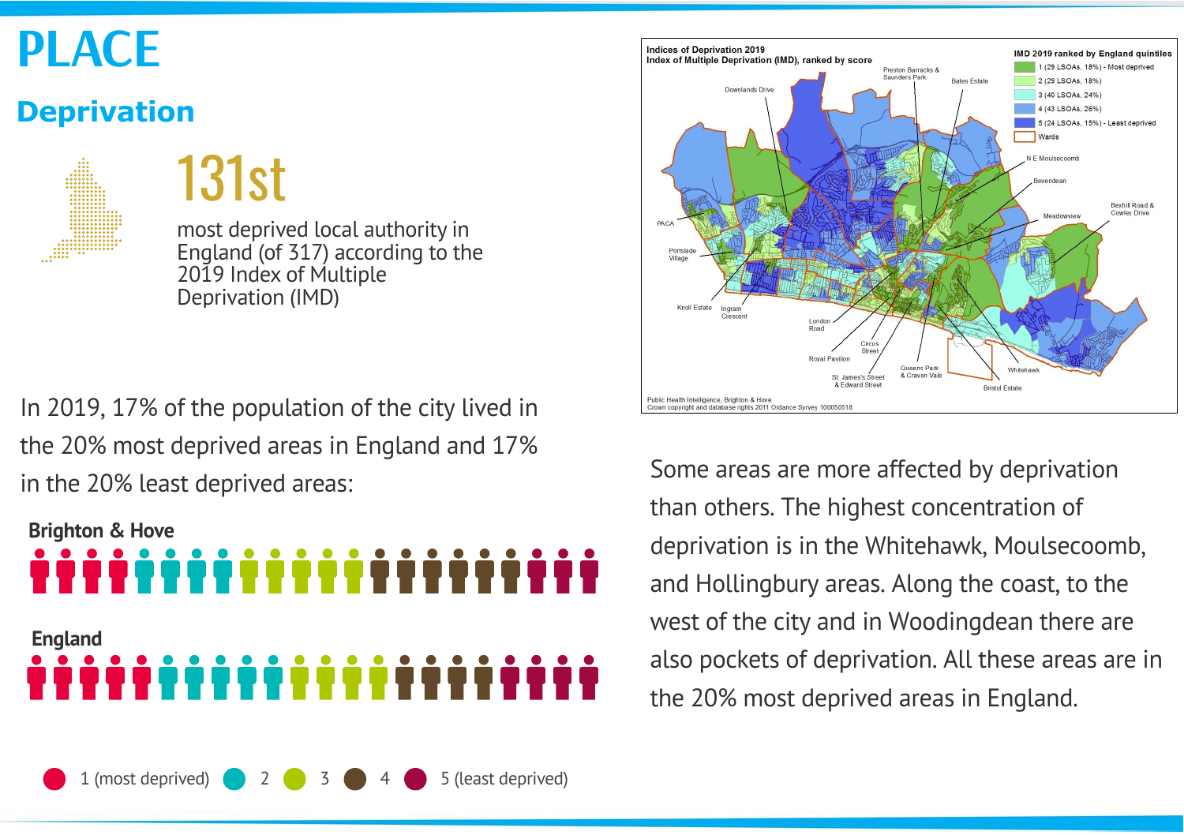# PLACE

## Deprivation

131st

most deprived local authority in England (of 317) according to the 2019 Index of Multiple Deprivation (IMD)

In 2019, 17% of the population of the city lived in the 20% most deprived areas in England and 17% in the 20% least deprived areas:

**Brighton & Hove**

**England**

1 (most deprived) 2 3 4 5 (least deprived)

Indices of Deprivation 2019
Index of Multiple Deprivation (IMD), ranked by score

IMD 2019 ranked by England quintiles
- 1 (29 LSOAs, 18%) - Most deprived
- 2 (29 LSOAs, 18%)
- 3 (40 LSOAs, 24%)
- 4 (43 LSOAs, 26%)
- 5 (24 LSOAs, 15%) - Least deprived
- Wards

Public Health Intelligence, Brighton & Hove
Crown copyright and database rights 2011 Ordance Syrvey 100050518

Some areas are more affected by deprivation than others. The highest concentration of deprivation is in the Whitehawk, Moulsecoomb, and Hollingbury areas. Along the coast, to the west of the city and in Woodingdean there are also pockets of deprivation. All these areas are in the 20% most deprived areas in England.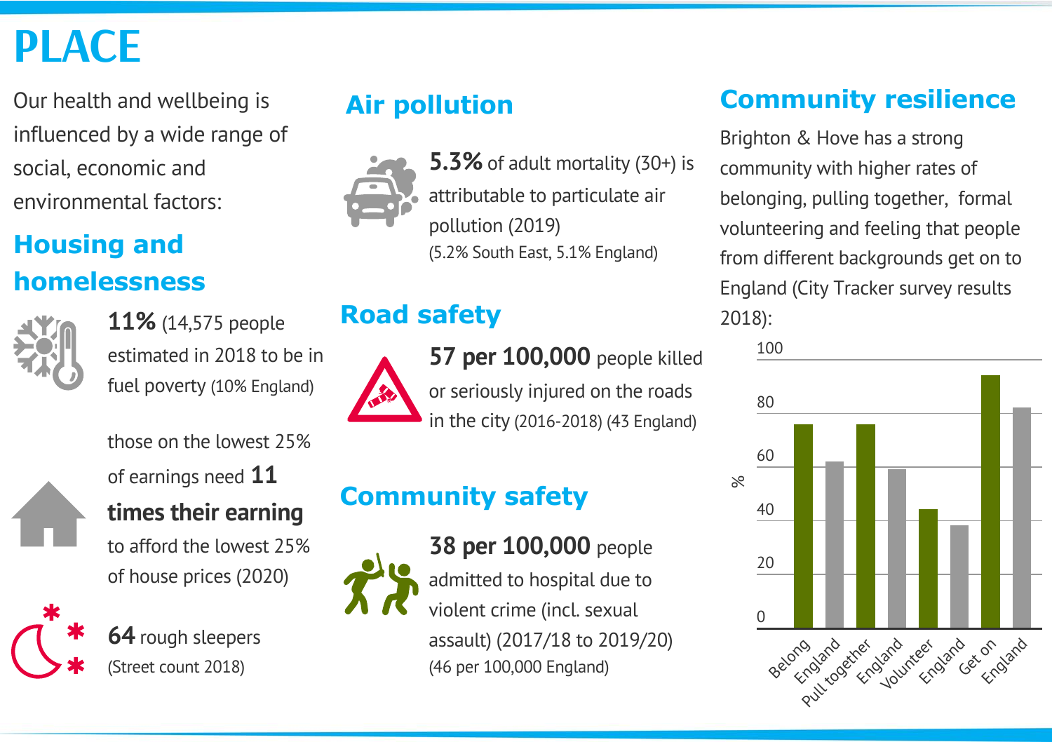# PLACE

Our health and wellbeing is influenced by a wide range of social, economic and environmental factors:

## Housing and homelessness

**11%** (14,575 people estimated in 2018 to be in fuel poverty (10% England)

those on the lowest 25% of earnings need **11 times their earning** to afford the lowest 25% of house prices (2020)

**64** rough sleepers (Street count 2018)

## Air pollution

**5.3%** of adult mortality (30+) is attributable to particulate air pollution (2019)
(5.2% South East, 5.1% England)

## Road safety

**57 per 100,000** people killed or seriously injured on the roads in the city (2016-2018) (43 England)

## Community safety

**38 per 100,000** people admitted to hospital due to violent crime (incl. sexual assault) (2017/18 to 2019/20)
(46 per 100,000 England)

## Community resilience

Brighton & Hove has a strong community with higher rates of belonging, pulling together, formal volunteering and feeling that people from different backgrounds get on to England (City Tracker survey results 2018):

| | % (approx.) |
|---|---|
| Belong | 76 |
| England | 62 |
| Pull together | 76 |
| England | 59 |
| Volunteer | 44 |
| England | 38 |
| Get on | 94 |
| England | 82 |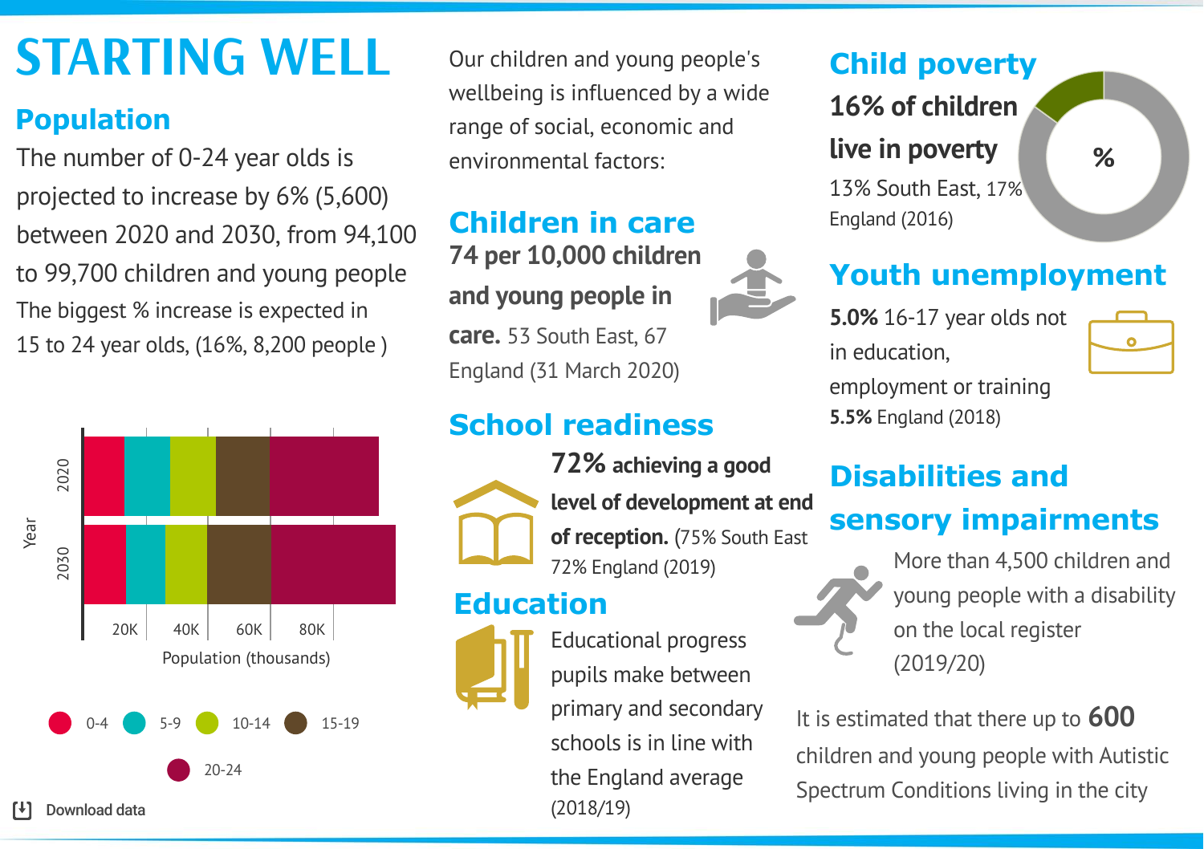# STARTING WELL

## Population

The number of 0-24 year olds is projected to increase by 6% (5,600) between 2020 and 2030, from 94,100 to 99,700 children and young people

The biggest % increase is expected in 15 to 24 year olds, (16%, 8,200 people )

Year: 2020, 2030

20K 40K 60K 80K

Population (thousands)

0-4 5-9 10-14 15-19 20-24

Download data

Our children and young people's wellbeing is influenced by a wide range of social, economic and environmental factors:

## Children in care

**74 per 10,000 children and young people in care.** 53 South East, 67 England (31 March 2020)

## School readiness

**72% achieving a good level of development at end of reception.** (75% South East 72% England (2019)

## Education

Educational progress pupils make between primary and secondary schools is in line with the England average (2018/19)

## Child poverty

**16% of children live in poverty**

13% South East, 17% England (2016)

%

## Youth unemployment

**5.0%** 16-17 year olds not in education, employment or training

**5.5%** England (2018)

## Disabilities and sensory impairments

More than 4,500 children and young people with a disability on the local register (2019/20)

It is estimated that there up to **600** children and young people with Autistic Spectrum Conditions living in the city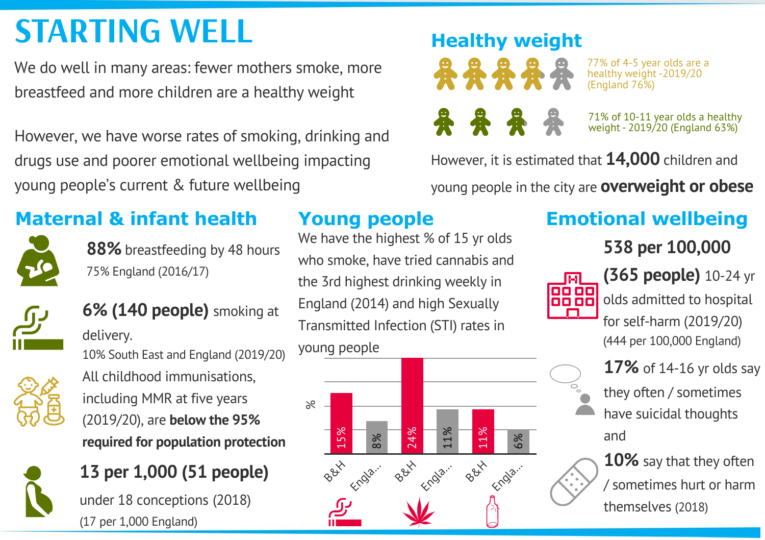# STARTING WELL

We do well in many areas: fewer mothers smoke, more breastfeed and more children are a healthy weight

However, we have worse rates of smoking, drinking and drugs use and poorer emotional wellbeing impacting young people's current & future wellbeing

## Healthy weight

77% of 4-5 year olds are a healthy weight -2019/20 (England 76%)

71% of 10-11 year olds a healthy weight - 2019/20 (England 63%)

However, it is estimated that **14,000** children and young people in the city are **overweight or obese**

## Maternal & infant health

**88%** breastfeeding by 48 hours
75% England (2016/17)

**6% (140 people)** smoking at delivery.
10% South East and England (2019/20)

All childhood immunisations, including MMR at five years (2019/20), are **below the 95% required for population protection**

**13 per 1,000 (51 people)**
under 18 conceptions (2018)
(17 per 1,000 England)

## Young people

We have the highest % of 15 yr olds who smoke, have tried cannabis and the 3rd highest drinking weekly in England (2014) and high Sexually Transmitted Infection (STI) rates in young people

| | B&H (%) | England (%) |
|---|---|---|
| Smoking | 15% | 8% |
| Cannabis | 24% | 11% |
| Drinking | 11% | 6% |

## Emotional wellbeing

**538 per 100,000**
**(365 people)** 10-24 yr olds admitted to hospital for self-harm (2019/20)
(444 per 100,000 England)

**17%** of 14-16 yr olds say they often / sometimes have suicidal thoughts and

**10%** say that they often / sometimes hurt or harm themselves (2018)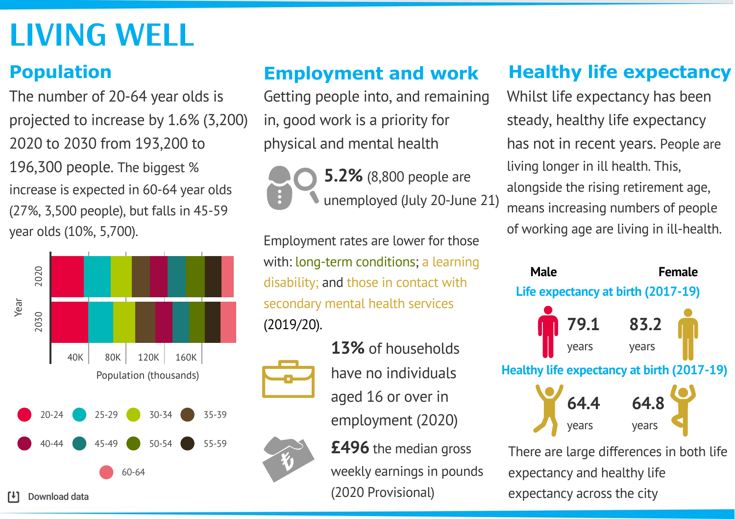# LIVING WELL

## Population

The number of 20-64 year olds is projected to increase by 1.6% (3,200) 2020 to 2030 from 193,200 to 196,300 people. The biggest % increase is expected in 60-64 year olds (27%, 3,500 people), but falls in 45-59 year olds (10%, 5,700).

Year: 2020, 2030

40K 80K 120K 160K

Population (thousands)

20-24 25-29 30-34 35-39 40-44 45-49 50-54 55-59 60-64

Download data

## Employment and work

Getting people into, and remaining in, good work is a priority for physical and mental health

**5.2%** (8,800 people are unemployed (July 20-June 21)

Employment rates are lower for those with: long-term conditions; a learning disability; and those in contact with secondary mental health services (2019/20).

**13%** of households have no individuals aged 16 or over in employment (2020)

**£496** the median gross weekly earnings in pounds (2020 Provisional)

## Healthy life expectancy

Whilst life expectancy has been steady, healthy life expectancy has not in recent years. People are living longer in ill health. This, alongside the rising retirement age, means increasing numbers of people of working age are living in ill-health.

| | Male | Female |
|---|---|---|
| Life expectancy at birth (2017-19) | 79.1 years | 83.2 years |
| Healthy life expectancy at birth (2017-19) | 64.4 years | 64.8 years |

There are large differences in both life expectancy and healthy life expectancy across the city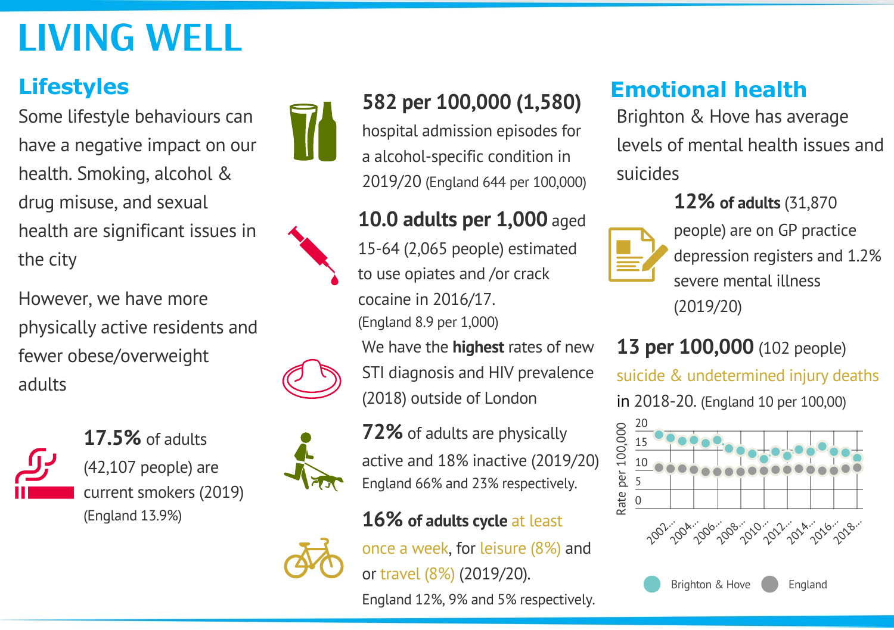# LIVING WELL

## Lifestyles

Some lifestyle behaviours can have a negative impact on our health. Smoking, alcohol & drug misuse, and sexual health are significant issues in the city

However, we have more physically active residents and fewer obese/overweight adults

**17.5%** of adults (42,107 people) are current smokers (2019) (England 13.9%)

**582 per 100,000 (1,580)** hospital admission episodes for a alcohol-specific condition in 2019/20 (England 644 per 100,000)

**10.0 adults per 1,000** aged 15-64 (2,065 people) estimated to use opiates and /or crack cocaine in 2016/17. (England 8.9 per 1,000)

We have the **highest** rates of new STI diagnosis and HIV prevalence (2018) outside of London

**72%** of adults are physically active and 18% inactive (2019/20) England 66% and 23% respectively.

**16% of adults cycle** at least once a week, for leisure (8%) and or travel (8%) (2019/20). England 12%, 9% and 5% respectively.

## Emotional health

Brighton & Hove has average levels of mental health issues and suicides

**12% of adults** (31,870 people) are on GP practice depression registers and 1.2% severe mental illness (2019/20)

**13 per 100,000** (102 people) suicide & undetermined injury deaths in 2018-20. (England 10 per 100,00)

Rate per 100,000: 0, 5, 10, 15, 20

2002..., 2004..., 2006..., 2008..., 2010..., 2012..., 2014..., 2016..., 2018...

Brighton & Hove   England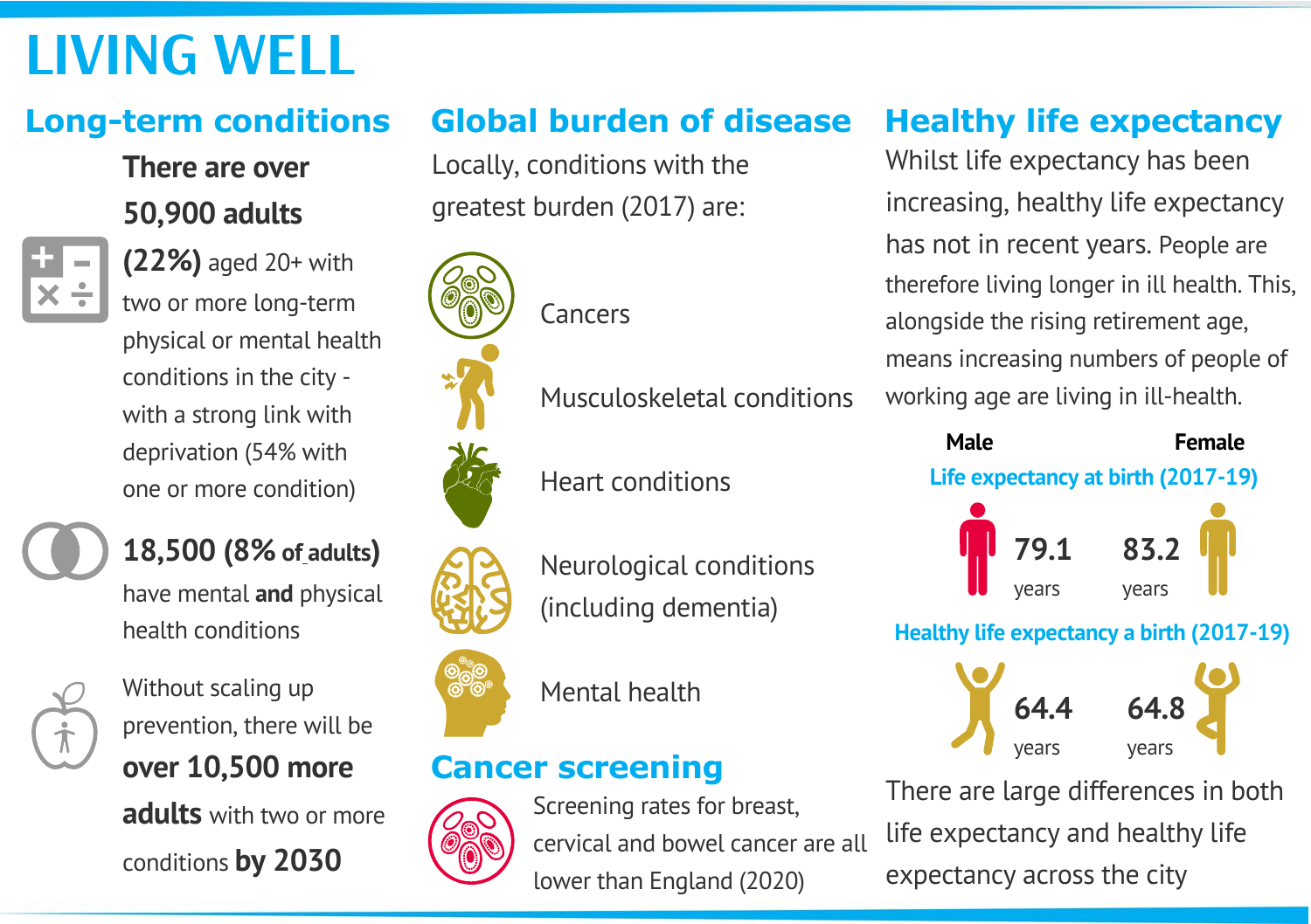# LIVING WELL

## Long-term conditions

**There are over 50,900 adults (22%)** aged 20+ with two or more long-term physical or mental health conditions in the city - with a strong link with deprivation (54% with one or more condition)

**18,500 (8% of adults)** have mental **and** physical health conditions

Without scaling up prevention, there will be **over 10,500 more adults** with two or more conditions **by 2030**

## Global burden of disease

Locally, conditions with the greatest burden (2017) are:

- Cancers
- Musculoskeletal conditions
- Heart conditions
- Neurological conditions (including dementia)
- Mental health

## Cancer screening

Screening rates for breast, cervical and bowel cancer are all lower than England (2020)

## Healthy life expectancy

Whilst life expectancy has been increasing, healthy life expectancy has not in recent years. People are therefore living longer in ill health. This, alongside the rising retirement age, means increasing numbers of people of working age are living in ill-health.

| | Male | Female |
| --- | --- | --- |
| Life expectancy at birth (2017-19) | 79.1 years | 83.2 years |
| Healthy life expectancy a birth (2017-19) | 64.4 years | 64.8 years |

There are large differences in both life expectancy and healthy life expectancy across the city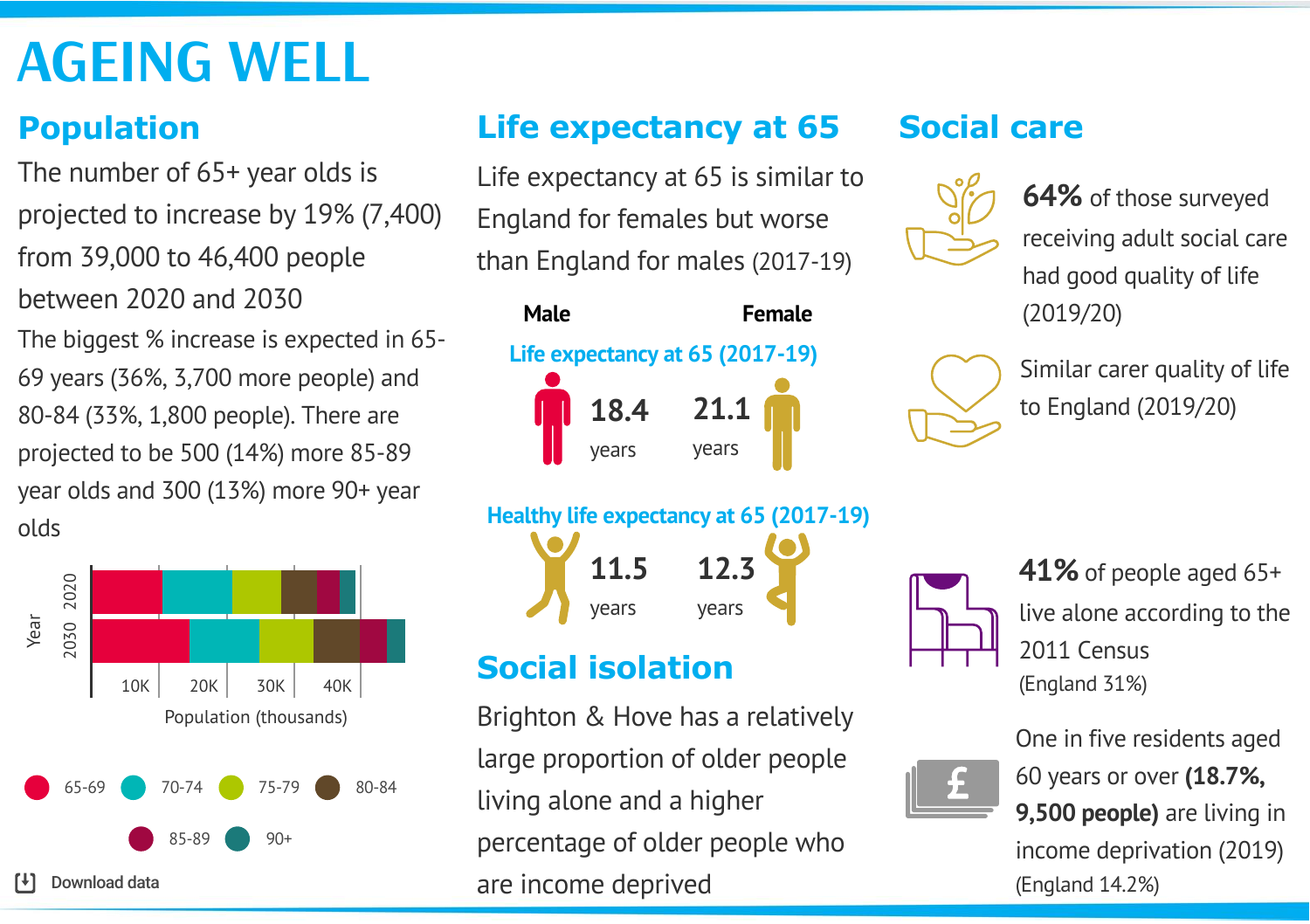# AGEING WELL

## Population

The number of 65+ year olds is projected to increase by 19% (7,400) from 39,000 to 46,400 people between 2020 and 2030

The biggest % increase is expected in 65-69 years (36%, 3,700 more people) and 80-84 (33%, 1,800 people). There are projected to be 500 (14%) more 85-89 year olds and 300 (13%) more 90+ year olds

Year: 2020, 2030

10K 20K 30K 40K

Population (thousands)

65-69 · 70-74 · 75-79 · 80-84 · 85-89 · 90+

Download data

## Life expectancy at 65

Life expectancy at 65 is similar to England for females but worse than England for males (2017-19)

**Life expectancy at 65 (2017-19)**

| | Male | Female |
|---|---|---|
| Life expectancy at 65 (2017-19) | 18.4 years | 21.1 years |
| Healthy life expectancy at 65 (2017-19) | 11.5 years | 12.3 years |

## Social isolation

Brighton & Hove has a relatively large proportion of older people living alone and a higher percentage of older people who are income deprived

## Social care

**64%** of those surveyed receiving adult social care had good quality of life (2019/20)

Similar carer quality of life to England (2019/20)

**41%** of people aged 65+ live alone according to the 2011 Census (England 31%)

One in five residents aged 60 years or over **(18.7%, 9,500 people)** are living in income deprivation (2019) (England 14.2%)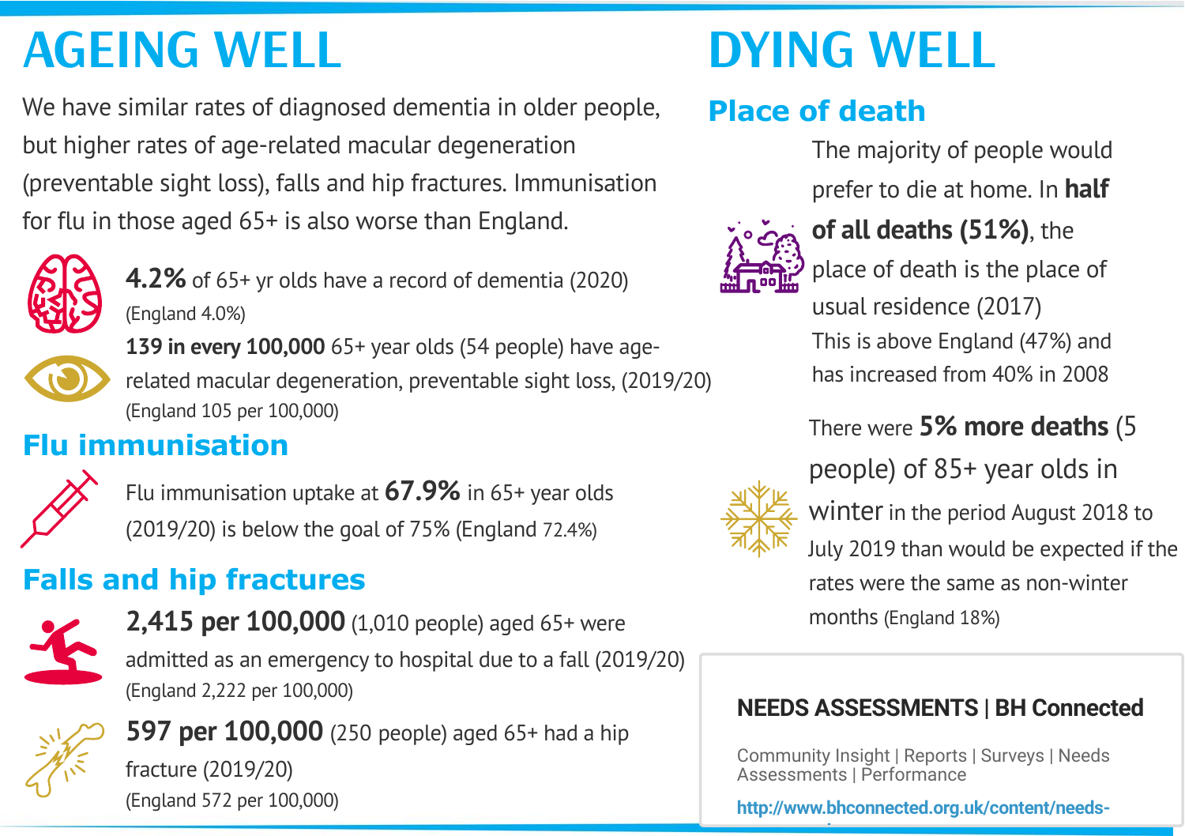# AGEING WELL

We have similar rates of diagnosed dementia in older people, but higher rates of age-related macular degeneration (preventable sight loss), falls and hip fractures. Immunisation for flu in those aged 65+ is also worse than England.

**4.2%** of 65+ yr olds have a record of dementia (2020) (England 4.0%)

**139 in every 100,000** 65+ year olds (54 people) have age-related macular degeneration, preventable sight loss, (2019/20) (England 105 per 100,000)

## Flu immunisation

Flu immunisation uptake at **67.9%** in 65+ year olds (2019/20) is below the goal of 75% (England 72.4%)

## Falls and hip fractures

**2,415 per 100,000** (1,010 people) aged 65+ were admitted as an emergency to hospital due to a fall (2019/20) (England 2,222 per 100,000)

**597 per 100,000** (250 people) aged 65+ had a hip fracture (2019/20) (England 572 per 100,000)

# DYING WELL

## Place of death

The majority of people would prefer to die at home. In **half of all deaths (51%)**, the place of death is the place of usual residence (2017) This is above England (47%) and has increased from 40% in 2008

There were **5% more deaths** (5 people) of 85+ year olds in winter in the period August 2018 to July 2019 than would be expected if the rates were the same as non-winter months (England 18%)

**NEEDS ASSESSMENTS | BH Connected**

Community Insight | Reports | Surveys | Needs Assessments | Performance

http://www.bhconnected.org.uk/content/needs-